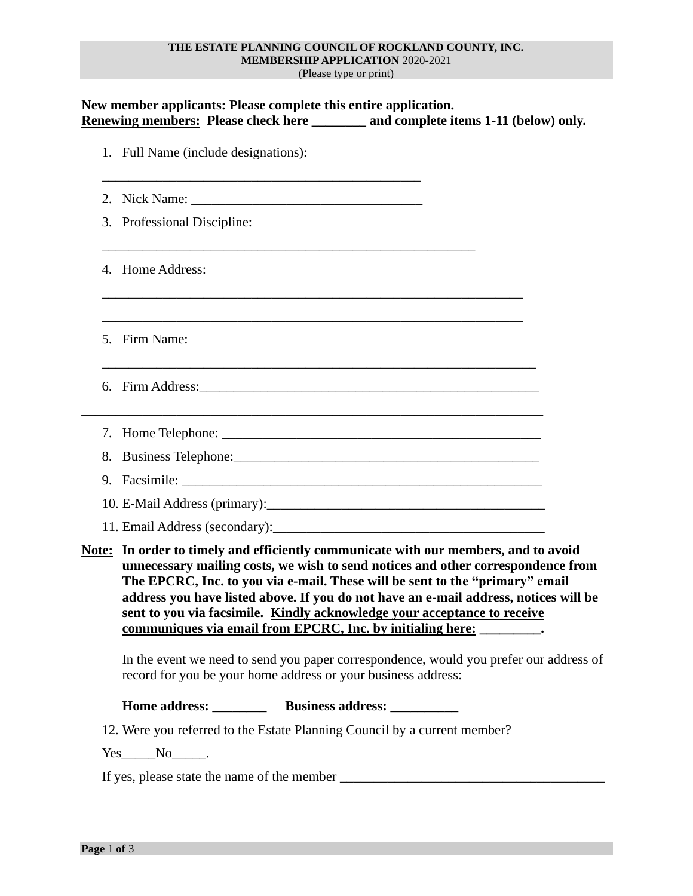**THE ESTATE PLANNING COUNCIL OF ROCKLAND COUNTY, INC.**
**MEMBERSHIP APPLICATION** 2020-2021
(Please type or print)

**New member applicants: Please complete this entire application.**
**<u>Renewing members:</u> Please check here ________ and complete items 1-11 (below) only.**

1. Full Name (include designations):

   ________________________________________________

2. Nick Name: __________________________________
3. Professional Discipline:

   ________________________________________________________

4. Home Address:

   _______________________________________________________________

   _______________________________________________________________

5. Firm Name:

   _________________________________________________________________

6. Firm Address:___________________________________________________

______________________________________________________________________

7. Home Telephone: ______________________________________________
8. Business Telephone:____________________________________________
9. Facsimile: ______________________________________________________
10. E-Mail Address (primary):________________________________________
11. Email Address (secondary):_______________________________________

**<u>Note:</u> In order to timely and efficiently communicate with our members, and to avoid unnecessary mailing costs, we wish to send notices and other correspondence from The EPCRC, Inc. to you via e-mail. These will be sent to the "primary" email address you have listed above. If you do not have an e-mail address, notices will be sent to you via facsimile. <u>Kindly acknowledge your acceptance to receive communiques via email from EPCRC, Inc. by initialing here:</u> _________.**

In the event we need to send you paper correspondence, would you prefer our address of record for you be your home address or your business address:

**Home address: ________ Business address: __________**

12. Were you referred to the Estate Planning Council by a current member?

Yes_____No_____.

If yes, please state the name of the member _______________________________________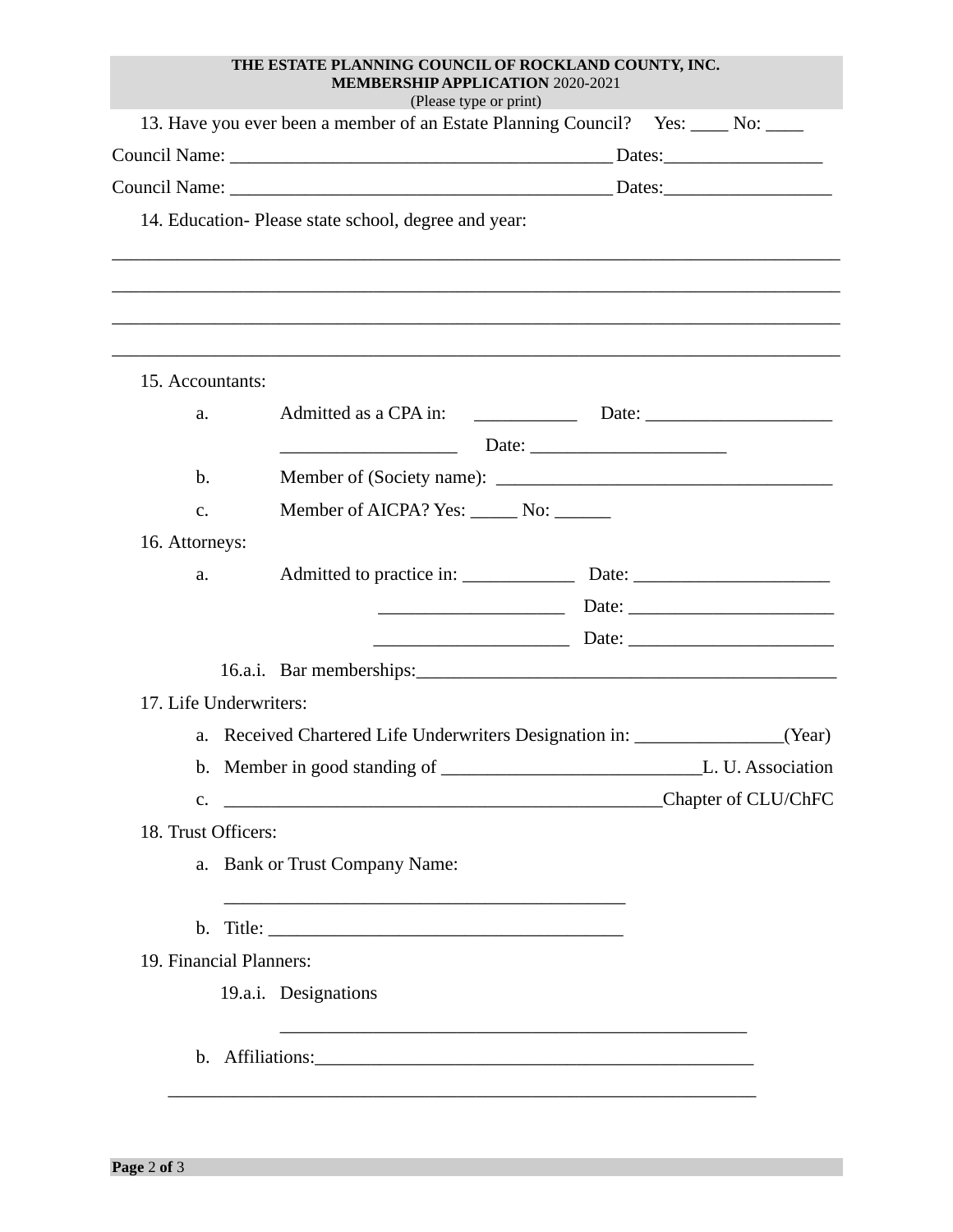**THE ESTATE PLANNING COUNCIL OF ROCKLAND COUNTY, INC.**
**MEMBERSHIP APPLICATION** 2020-2021
(Please type or print)

13. Have you ever been a member of an Estate Planning Council? Yes: ____ No: ____

Council Name: ________________________________________ Dates:________________

Council Name: ________________________________________ Dates:_________________

14. Education- Please state school, degree and year:

_____________________________________________________________________________

_____________________________________________________________________________

_____________________________________________________________________________

_____________________________________________________________________________

15. Accountants:

a. Admitted as a CPA in: ___________ Date: ____________________

__________________ Date: _____________________

b. Member of (Society name): ___________________________________

c. Member of AICPA? Yes: _____ No: ______

16. Attorneys:

a. Admitted to practice in: ____________ Date: _____________________

___________________ Date: ______________________

____________________ Date: ______________________

16.a.i. Bar memberships:_____________________________________________

17. Life Underwriters:

a. Received Chartered Life Underwriters Designation in: _______________(Year)

b. Member in good standing of ___________________________L. U. Association

c. ______________________________________________Chapter of CLU/ChFC

18. Trust Officers:

a. Bank or Trust Company Name:

__________________________________________

b. Title: _____________________________________

19. Financial Planners:

19.a.i. Designations

_________________________________________________

b. Affiliations:_______________________________________________

______________________________________________________________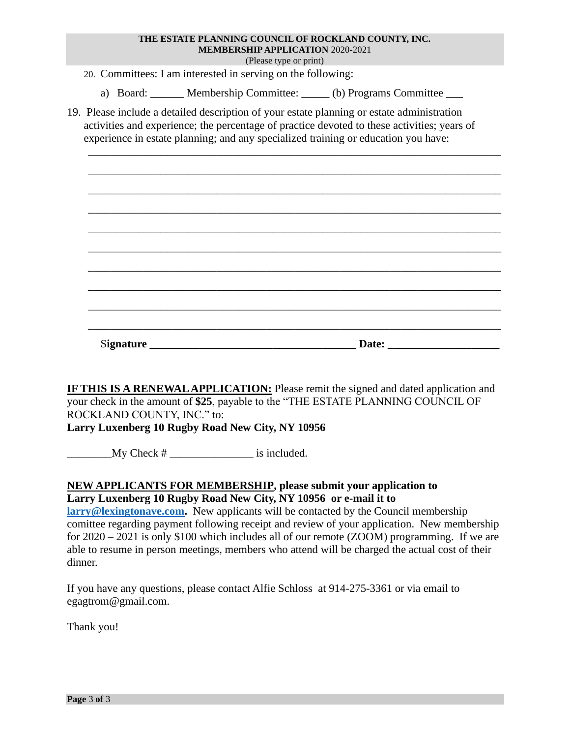**THE ESTATE PLANNING COUNCIL OF ROCKLAND COUNTY, INC.**
**MEMBERSHIP APPLICATION** 2020-2021
(Please type or print)

20. Committees: I am interested in serving on the following:

    a) Board: ______ Membership Committee: _____ (b) Programs Committee ___

19. Please include a detailed description of your estate planning or estate administration activities and experience; the percentage of practice devoted to these activities; years of experience in estate planning; and any specialized training or education you have:

_____________________________________________________________________________

_____________________________________________________________________________

_____________________________________________________________________________

_____________________________________________________________________________

_____________________________________________________________________________

_____________________________________________________________________________

_____________________________________________________________________________

_____________________________________________________________________________

_____________________________________________________________________________

_____________________________________________________________________________

**Signature ______________________________________ Date: ____________________**

**IF THIS IS A RENEWAL APPLICATION:** Please remit the signed and dated application and your check in the amount of **$25**, payable to the "THE ESTATE PLANNING COUNCIL OF ROCKLAND COUNTY, INC." to:
**Larry Luxenberg 10 Rugby Road New City, NY 10956**

________My Check # _______________ is included.

**NEW APPLICANTS FOR MEMBERSHIP, please submit your application to Larry Luxenberg 10 Rugby Road New City, NY 10956 or e-mail it to larry@lexingtonave.com.** New applicants will be contacted by the Council membership comittee regarding payment following receipt and review of your application. New membership for 2020 – 2021 is only $100 which includes all of our remote (ZOOM) programming. If we are able to resume in person meetings, members who attend will be charged the actual cost of their dinner.

If you have any questions, please contact Alfie Schloss at 914-275-3361 or via email to egagtrom@gmail.com.

Thank you!